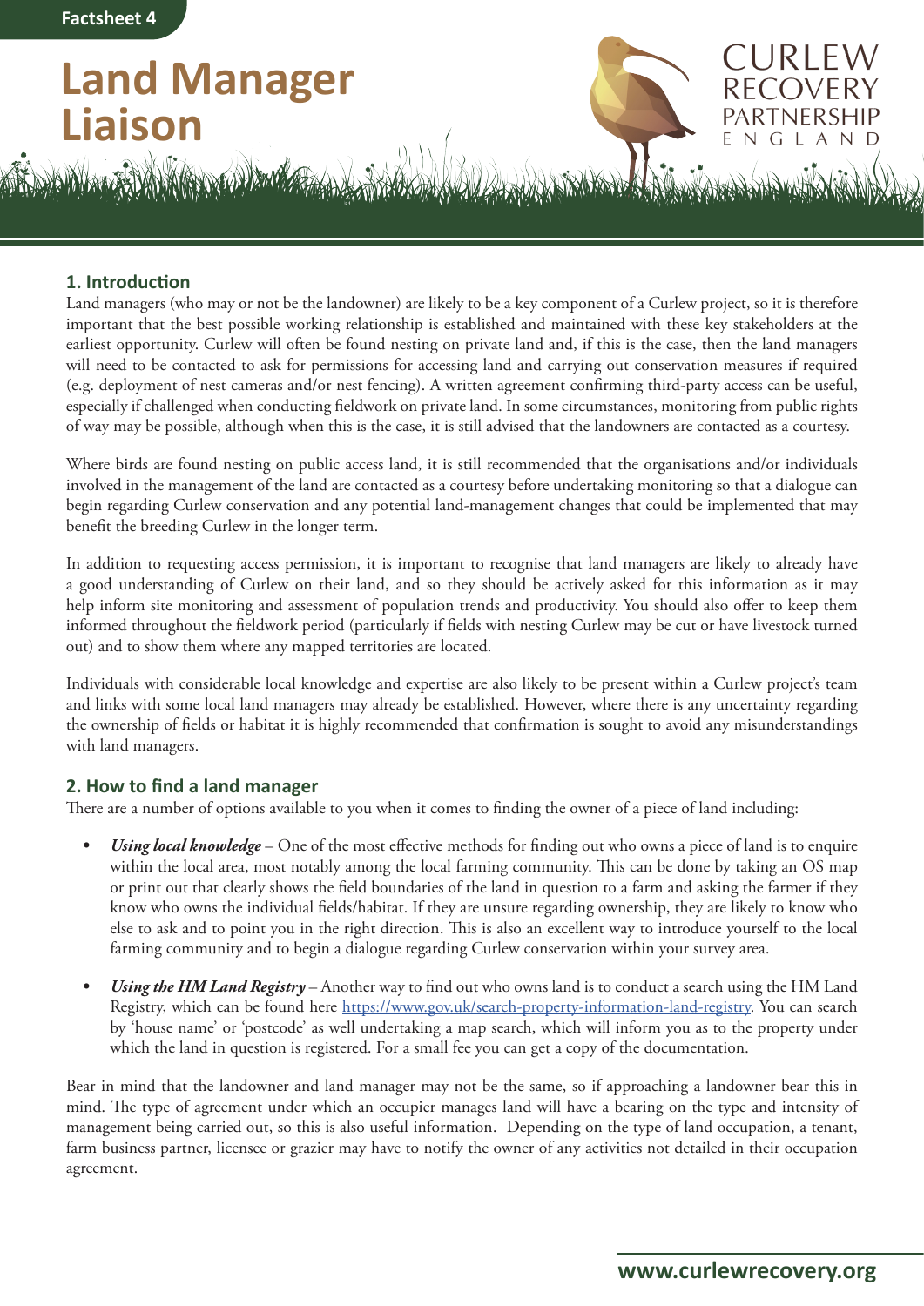Factsheet 4

# Land Manager Liaison

CURLEW RECOVERY PARTNERSHIP ENGLAND

## 1. Introduction

Land managers (who may or not be the landowner) are likely to be a key component of a Curlew project, so it is therefore important that the best possible working relationship is established and maintained with these key stakeholders at the earliest opportunity. Curlew will often be found nesting on private land and, if this is the case, then the land managers will need to be contacted to ask for permissions for accessing land and carrying out conservation measures if required (e.g. deployment of nest cameras and/or nest fencing). A written agreement confirming third-party access can be useful, especially if challenged when conducting fieldwork on private land. In some circumstances, monitoring from public rights of way may be possible, although when this is the case, it is still advised that the landowners are contacted as a courtesy.

Where birds are found nesting on public access land, it is still recommended that the organisations and/or individuals involved in the management of the land are contacted as a courtesy before undertaking monitoring so that a dialogue can begin regarding Curlew conservation and any potential land-management changes that could be implemented that may benefit the breeding Curlew in the longer term.

In addition to requesting access permission, it is important to recognise that land managers are likely to already have a good understanding of Curlew on their land, and so they should be actively asked for this information as it may help inform site monitoring and assessment of population trends and productivity. You should also offer to keep them informed throughout the fieldwork period (particularly if fields with nesting Curlew may be cut or have livestock turned out) and to show them where any mapped territories are located.

Individuals with considerable local knowledge and expertise are also likely to be present within a Curlew project's team and links with some local land managers may already be established. However, where there is any uncertainty regarding the ownership of fields or habitat it is highly recommended that confirmation is sought to avoid any misunderstandings with land managers.

## 2. How to find a land manager

There are a number of options available to you when it comes to finding the owner of a piece of land including:

- ***Using local knowledge*** – One of the most effective methods for finding out who owns a piece of land is to enquire within the local area, most notably among the local farming community. This can be done by taking an OS map or print out that clearly shows the field boundaries of the land in question to a farm and asking the farmer if they know who owns the individual fields/habitat. If they are unsure regarding ownership, they are likely to know who else to ask and to point you in the right direction. This is also an excellent way to introduce yourself to the local farming community and to begin a dialogue regarding Curlew conservation within your survey area.

- ***Using the HM Land Registry*** – Another way to find out who owns land is to conduct a search using the HM Land Registry, which can be found here https://www.gov.uk/search-property-information-land-registry. You can search by 'house name' or 'postcode' as well undertaking a map search, which will inform you as to the property under which the land in question is registered. For a small fee you can get a copy of the documentation.

Bear in mind that the landowner and land manager may not be the same, so if approaching a landowner bear this in mind. The type of agreement under which an occupier manages land will have a bearing on the type and intensity of management being carried out, so this is also useful information. Depending on the type of land occupation, a tenant, farm business partner, licensee or grazier may have to notify the owner of any activities not detailed in their occupation agreement.

www.curlewrecovery.org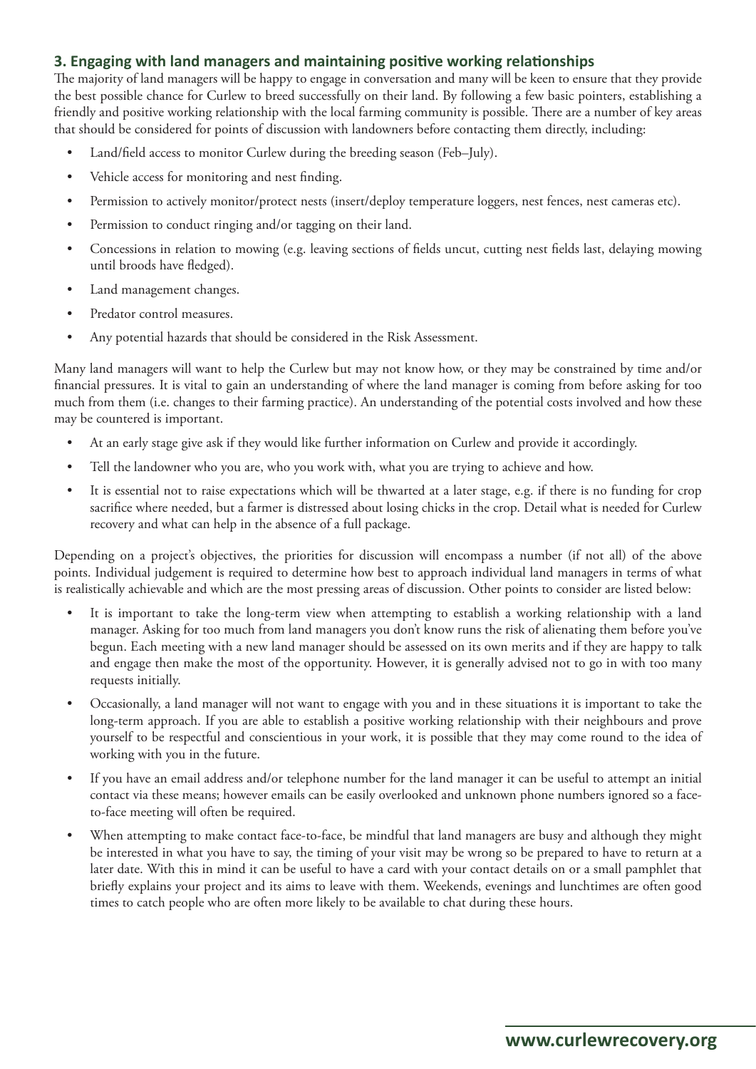### 3. Engaging with land managers and maintaining positive working relationships

The majority of land managers will be happy to engage in conversation and many will be keen to ensure that they provide the best possible chance for Curlew to breed successfully on their land. By following a few basic pointers, establishing a friendly and positive working relationship with the local farming community is possible. There are a number of key areas that should be considered for points of discussion with landowners before contacting them directly, including:

- Land/field access to monitor Curlew during the breeding season (Feb–July).
- Vehicle access for monitoring and nest finding.
- Permission to actively monitor/protect nests (insert/deploy temperature loggers, nest fences, nest cameras etc).
- Permission to conduct ringing and/or tagging on their land.
- Concessions in relation to mowing (e.g. leaving sections of fields uncut, cutting nest fields last, delaying mowing until broods have fledged).
- Land management changes.
- Predator control measures.
- Any potential hazards that should be considered in the Risk Assessment.

Many land managers will want to help the Curlew but may not know how, or they may be constrained by time and/or financial pressures. It is vital to gain an understanding of where the land manager is coming from before asking for too much from them (i.e. changes to their farming practice). An understanding of the potential costs involved and how these may be countered is important.

- At an early stage give ask if they would like further information on Curlew and provide it accordingly.
- Tell the landowner who you are, who you work with, what you are trying to achieve and how.
- It is essential not to raise expectations which will be thwarted at a later stage, e.g. if there is no funding for crop sacrifice where needed, but a farmer is distressed about losing chicks in the crop. Detail what is needed for Curlew recovery and what can help in the absence of a full package.

Depending on a project's objectives, the priorities for discussion will encompass a number (if not all) of the above points. Individual judgement is required to determine how best to approach individual land managers in terms of what is realistically achievable and which are the most pressing areas of discussion. Other points to consider are listed below:

- It is important to take the long-term view when attempting to establish a working relationship with a land manager. Asking for too much from land managers you don't know runs the risk of alienating them before you've begun. Each meeting with a new land manager should be assessed on its own merits and if they are happy to talk and engage then make the most of the opportunity. However, it is generally advised not to go in with too many requests initially.
- Occasionally, a land manager will not want to engage with you and in these situations it is important to take the long-term approach. If you are able to establish a positive working relationship with their neighbours and prove yourself to be respectful and conscientious in your work, it is possible that they may come round to the idea of working with you in the future.
- If you have an email address and/or telephone number for the land manager it can be useful to attempt an initial contact via these means; however emails can be easily overlooked and unknown phone numbers ignored so a face-to-face meeting will often be required.
- When attempting to make contact face-to-face, be mindful that land managers are busy and although they might be interested in what you have to say, the timing of your visit may be wrong so be prepared to have to return at a later date. With this in mind it can be useful to have a card with your contact details on or a small pamphlet that briefly explains your project and its aims to leave with them. Weekends, evenings and lunchtimes are often good times to catch people who are often more likely to be available to chat during these hours.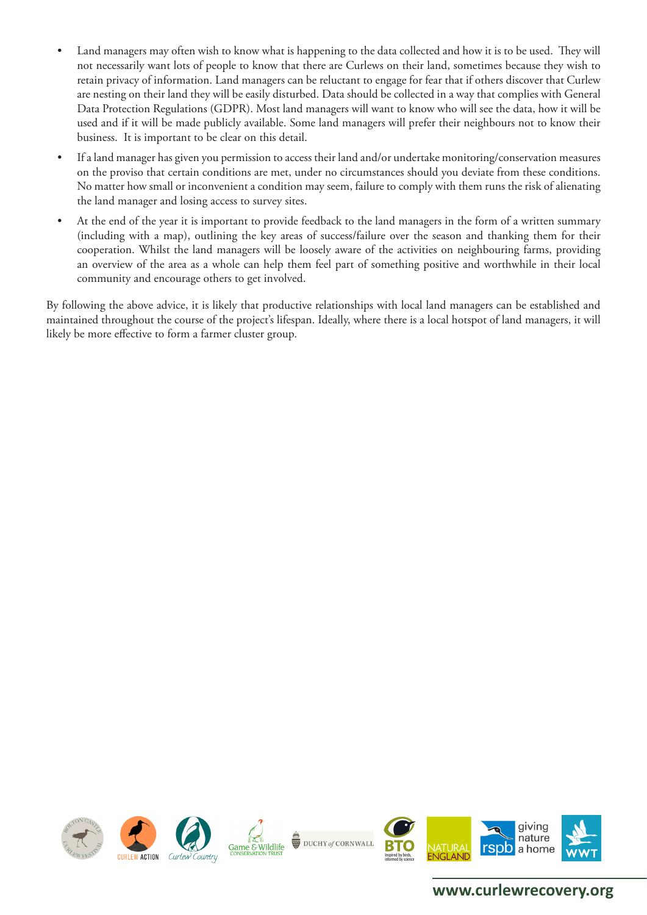- Land managers may often wish to know what is happening to the data collected and how it is to be used. They will not necessarily want lots of people to know that there are Curlews on their land, sometimes because they wish to retain privacy of information. Land managers can be reluctant to engage for fear that if others discover that Curlew are nesting on their land they will be easily disturbed. Data should be collected in a way that complies with General Data Protection Regulations (GDPR). Most land managers will want to know who will see the data, how it will be used and if it will be made publicly available. Some land managers will prefer their neighbours not to know their business. It is important to be clear on this detail.
- If a land manager has given you permission to access their land and/or undertake monitoring/conservation measures on the proviso that certain conditions are met, under no circumstances should you deviate from these conditions. No matter how small or inconvenient a condition may seem, failure to comply with them runs the risk of alienating the land manager and losing access to survey sites.
- At the end of the year it is important to provide feedback to the land managers in the form of a written summary (including with a map), outlining the key areas of success/failure over the season and thanking them for their cooperation. Whilst the land managers will be loosely aware of the activities on neighbouring farms, providing an overview of the area as a whole can help them feel part of something positive and worthwhile in their local community and encourage others to get involved.

By following the above advice, it is likely that productive relationships with local land managers can be established and maintained throughout the course of the project's lifespan. Ideally, where there is a local hotspot of land managers, it will likely be more effective to form a farmer cluster group.

www.curlewrecovery.org